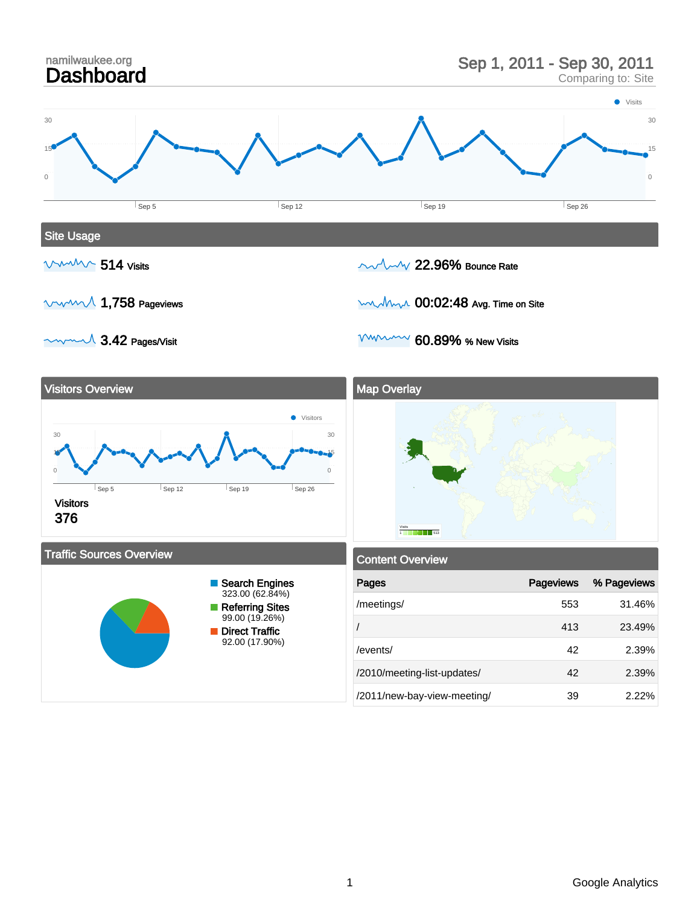namilwaukee.org

# Dashboard

Sep 1, 2011 - Sep 30, 2011
Comparing to: Site

## Site Usage

**514** Visits

**22.96%** Bounce Rate

**1,758** Pageviews

**00:02:48** Avg. Time on Site

**3.42** Pages/Visit

**60.89%** % New Visits

## Visitors Overview

Visitors
376

## Map Overlay

## Traffic Sources Overview

- Search Engines: 323.00 (62.84%)
- Referring Sites: 99.00 (19.26%)
- Direct Traffic: 92.00 (17.90%)

## Content Overview

| Pages | Pageviews | % Pageviews |
|---|---|---|
| /meetings/ | 553 | 31.46% |
| / | 413 | 23.49% |
| /events/ | 42 | 2.39% |
| /2010/meeting-list-updates/ | 42 | 2.39% |
| /2011/new-bay-view-meeting/ | 39 | 2.22% |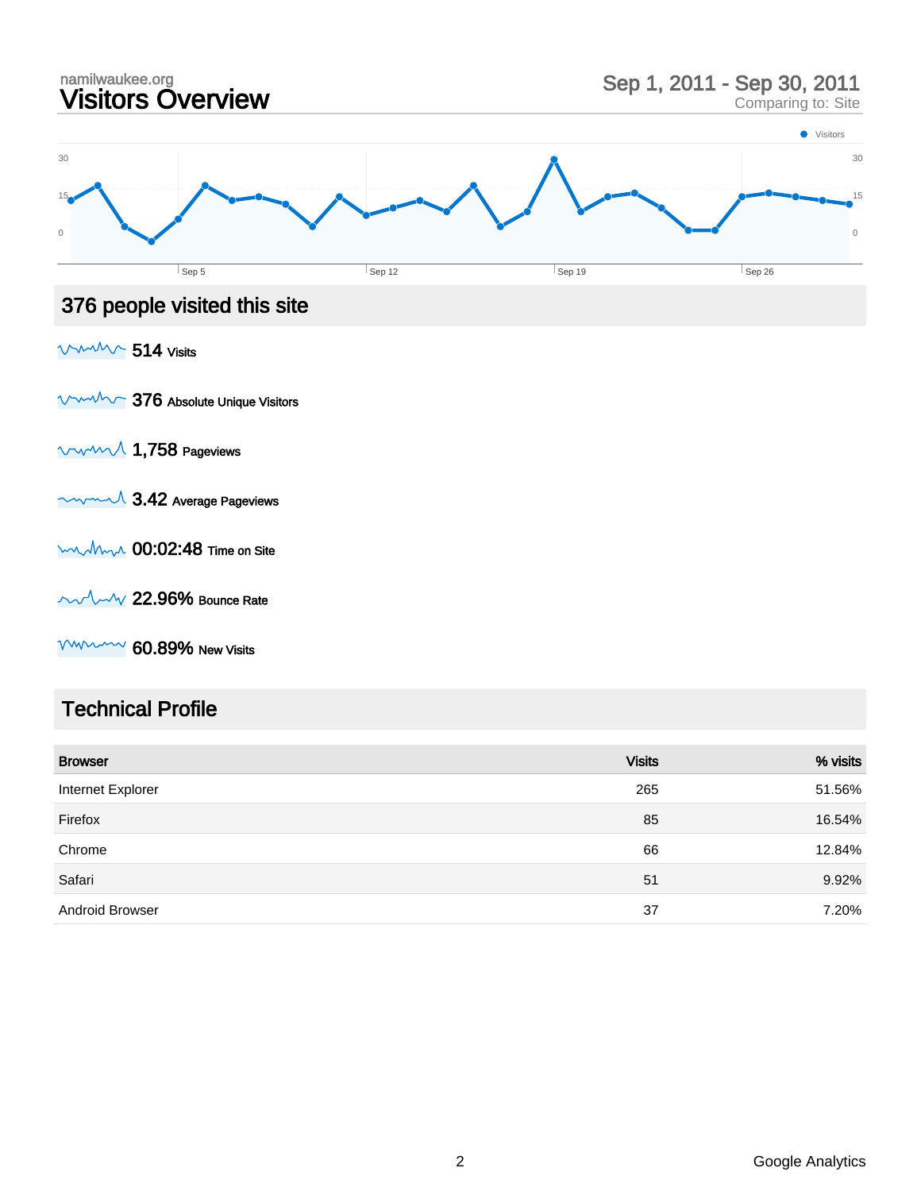namilwaukee.org

# Visitors Overview

Sep 1, 2011 - Sep 30, 2011
Comparing to: Site

## 376 people visited this site

514 Visits

376 Absolute Unique Visitors

1,758 Pageviews

3.42 Average Pageviews

00:02:48 Time on Site

22.96% Bounce Rate

60.89% New Visits

## Technical Profile

| Browser | Visits | % visits |
| --- | --- | --- |
| Internet Explorer | 265 | 51.56% |
| Firefox | 85 | 16.54% |
| Chrome | 66 | 12.84% |
| Safari | 51 | 9.92% |
| Android Browser | 37 | 7.20% |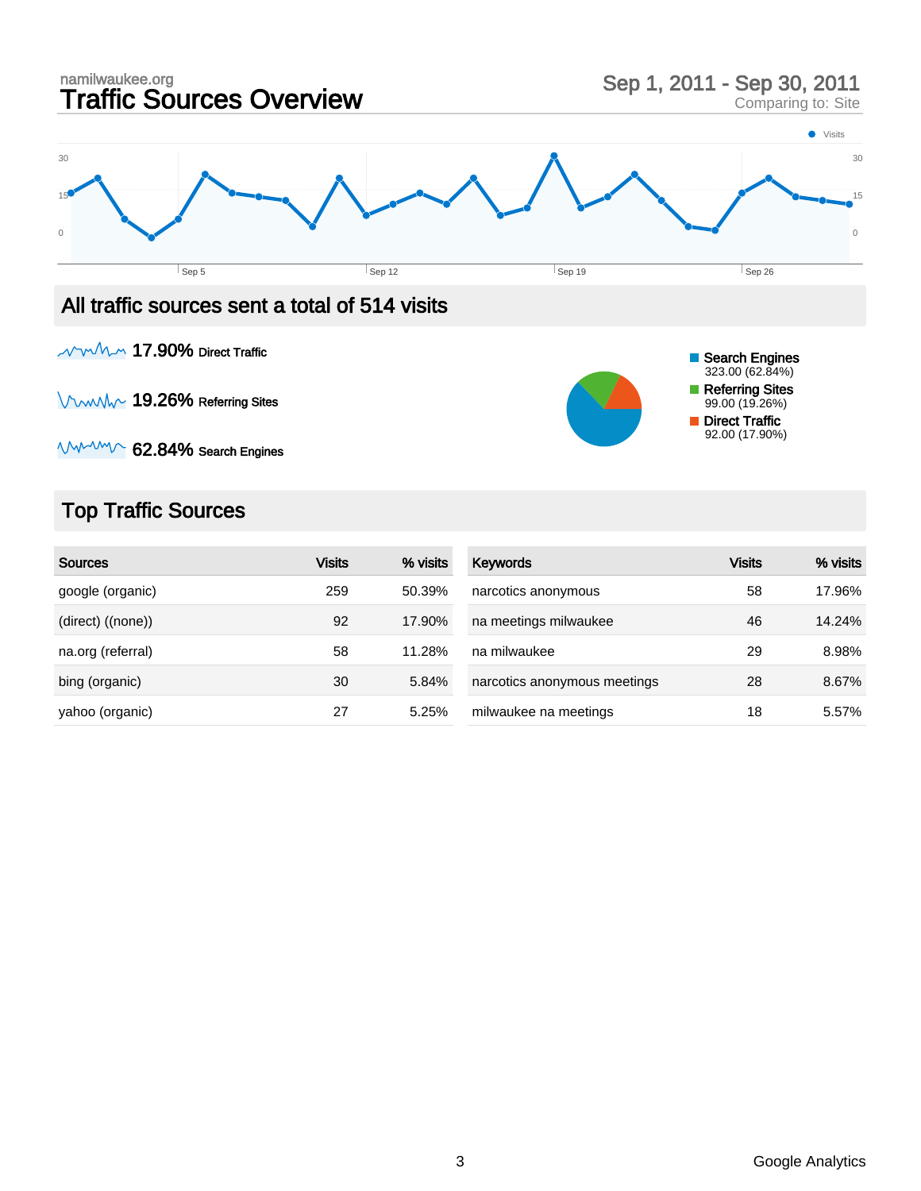namilwaukee.org

# Traffic Sources Overview

Sep 1, 2011 - Sep 30, 2011
Comparing to: Site

## All traffic sources sent a total of 514 visits

17.90% Direct Traffic

19.26% Referring Sites

62.84% Search Engines

- Search Engines 323.00 (62.84%)
- Referring Sites 99.00 (19.26%)
- Direct Traffic 92.00 (17.90%)

## Top Traffic Sources

| Sources | Visits | % visits |
|---|---|---|
| google (organic) | 259 | 50.39% |
| (direct) ((none)) | 92 | 17.90% |
| na.org (referral) | 58 | 11.28% |
| bing (organic) | 30 | 5.84% |
| yahoo (organic) | 27 | 5.25% |

| Keywords | Visits | % visits |
|---|---|---|
| narcotics anonymous | 58 | 17.96% |
| na meetings milwaukee | 46 | 14.24% |
| na milwaukee | 29 | 8.98% |
| narcotics anonymous meetings | 28 | 8.67% |
| milwaukee na meetings | 18 | 5.57% |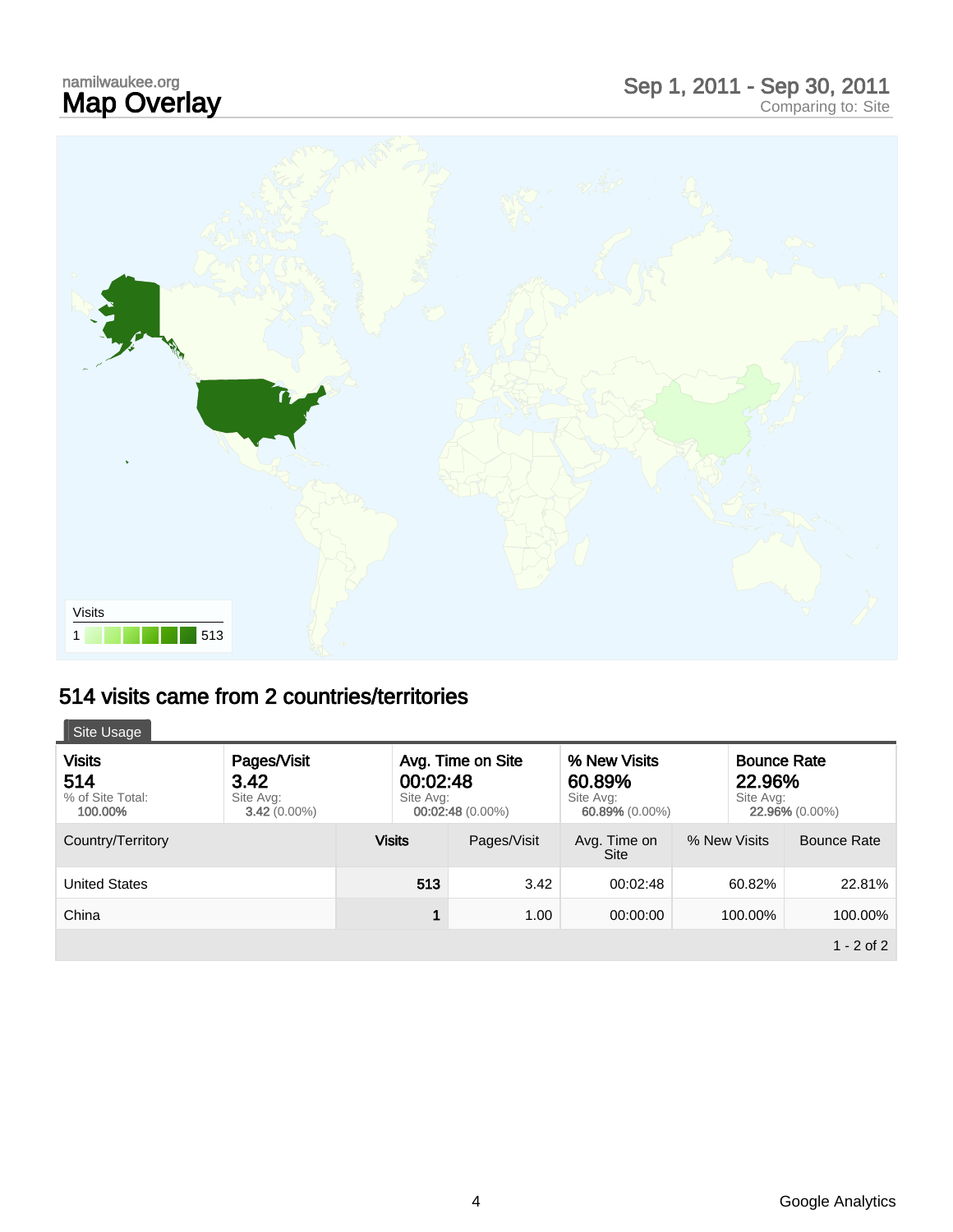namilwaukee.org

# Map Overlay

Sep 1, 2011 - Sep 30, 2011
Comparing to: Site

Visits

1 513

## 514 visits came from 2 countries/territories

Site Usage

| Visits | Pages/Visit | Avg. Time on Site | % New Visits | Bounce Rate |
|---|---|---|---|---|
| 514 | 3.42 | 00:02:48 | 60.89% | 22.96% |
| % of Site Total: **100.00%** | Site Avg: **3.42** (0.00%) | Site Avg: **00:02:48** (0.00%) | Site Avg: **60.89%** (0.00%) | Site Avg: **22.96%** (0.00%) |

| Country/Territory | Visits | Pages/Visit | Avg. Time on Site | % New Visits | Bounce Rate |
|---|---|---|---|---|---|
| United States | 513 | 3.42 | 00:02:48 | 60.82% | 22.81% |
| China | 1 | 1.00 | 00:00:00 | 100.00% | 100.00% |

1 - 2 of 2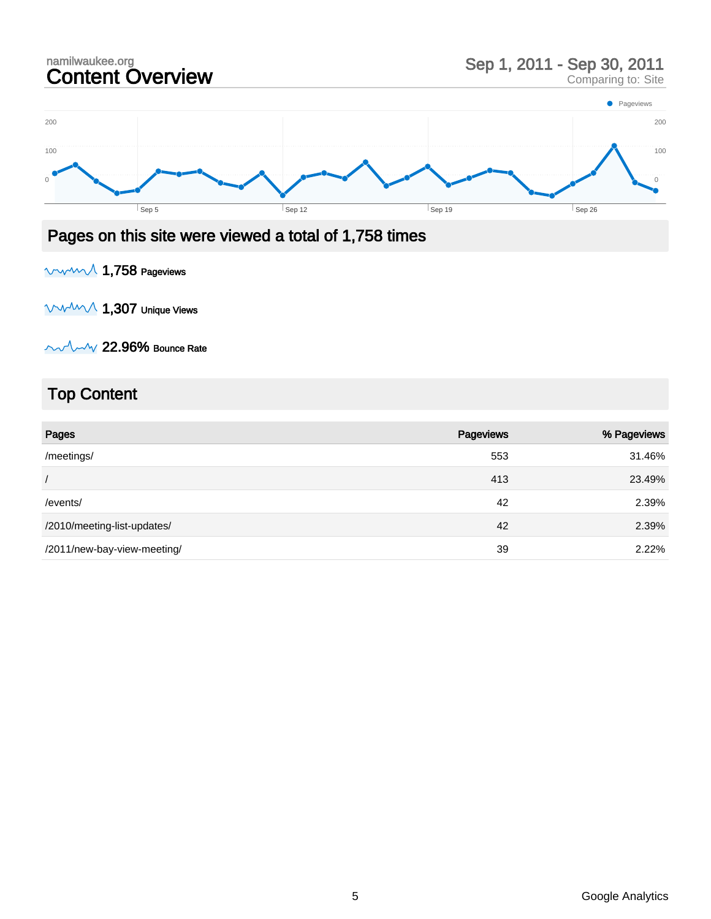namilwaukee.org

# Content Overview

Sep 1, 2011 - Sep 30, 2011
Comparing to: Site

Pageviews

200
100
0

Sep 5
Sep 12
Sep 19
Sep 26

## Pages on this site were viewed a total of 1,758 times

**1,758** Pageviews

**1,307** Unique Views

**22.96%** Bounce Rate

## Top Content

| Pages | Pageviews | % Pageviews |
|---|---|---|
| /meetings/ | 553 | 31.46% |
| / | 413 | 23.49% |
| /events/ | 42 | 2.39% |
| /2010/meeting-list-updates/ | 42 | 2.39% |
| /2011/new-bay-view-meeting/ | 39 | 2.22% |